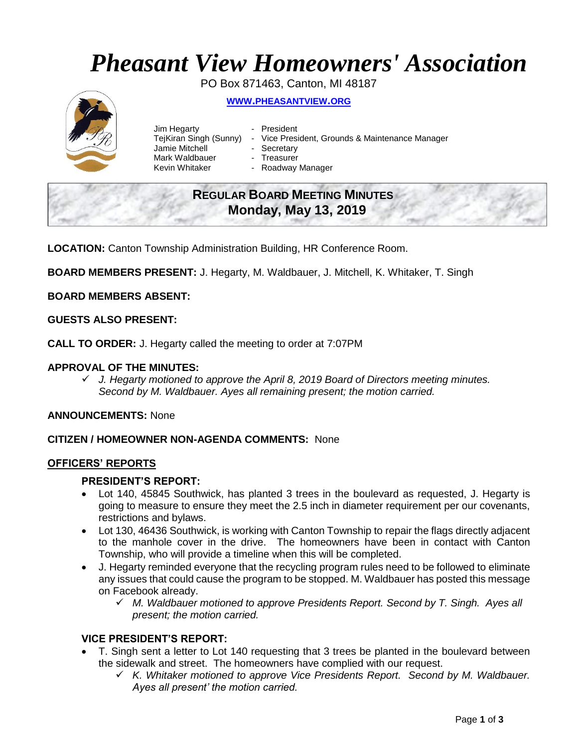# *Pheasant View Homeowners' Association*

PO Box 871463, Canton, MI 48187

**[WWW.PHEASANTVIEW.ORG](http://WWW.PHEASANTVIEW.ORG)**

Jim Hegarty - President
TejKiran Singh (Sunny) - Vice President, Grounds & Maintenance Manager
Jamie Mitchell - Secretary
Mark Waldbauer - Treasurer
Kevin Whitaker - Roadway Manager

## REGULAR BOARD MEETING MINUTES
## Monday, May 13, 2019

**LOCATION:** Canton Township Administration Building, HR Conference Room.

**BOARD MEMBERS PRESENT:** J. Hegarty, M. Waldbauer, J. Mitchell, K. Whitaker, T. Singh

**BOARD MEMBERS ABSENT:**

**GUESTS ALSO PRESENT:**

**CALL TO ORDER:** J. Hegarty called the meeting to order at 7:07PM

**APPROVAL OF THE MINUTES:**

- ✓ *J. Hegarty motioned to approve the April 8, 2019 Board of Directors meeting minutes. Second by M. Waldbauer. Ayes all remaining present; the motion carried.*

**ANNOUNCEMENTS:** None

**CITIZEN / HOMEOWNER NON-AGENDA COMMENTS:** None

## OFFICERS' REPORTS

### PRESIDENT'S REPORT:

- Lot 140, 45845 Southwick, has planted 3 trees in the boulevard as requested, J. Hegarty is going to measure to ensure they meet the 2.5 inch in diameter requirement per our covenants, restrictions and bylaws.
- Lot 130, 46436 Southwick, is working with Canton Township to repair the flags directly adjacent to the manhole cover in the drive. The homeowners have been in contact with Canton Township, who will provide a timeline when this will be completed.
- J. Hegarty reminded everyone that the recycling program rules need to be followed to eliminate any issues that could cause the program to be stopped. M. Waldbauer has posted this message on Facebook already.
  - ✓ *M. Waldbauer motioned to approve Presidents Report. Second by T. Singh. Ayes all present; the motion carried.*

### VICE PRESIDENT'S REPORT:

- T. Singh sent a letter to Lot 140 requesting that 3 trees be planted in the boulevard between the sidewalk and street. The homeowners have complied with our request.
  - ✓ *K. Whitaker motioned to approve Vice Presidents Report. Second by M. Waldbauer. Ayes all present' the motion carried.*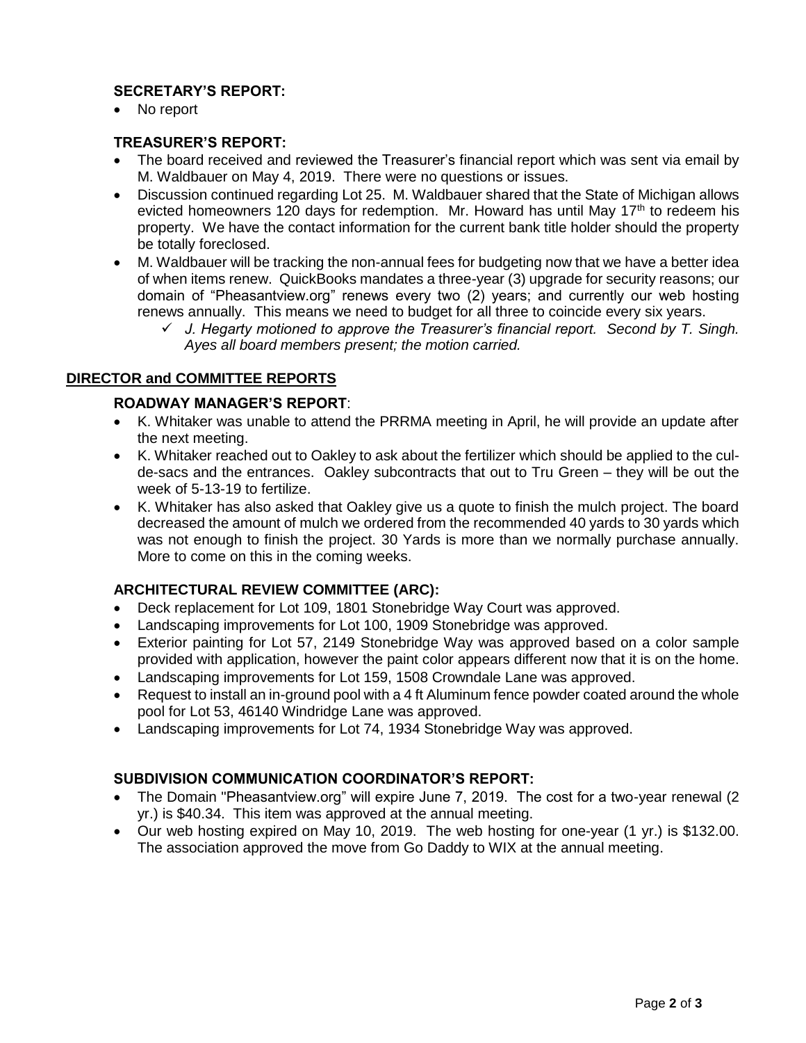### SECRETARY'S REPORT:

- No report

### TREASURER'S REPORT:

- The board received and reviewed the Treasurer's financial report which was sent via email by M. Waldbauer on May 4, 2019. There were no questions or issues.
- Discussion continued regarding Lot 25. M. Waldbauer shared that the State of Michigan allows evicted homeowners 120 days for redemption. Mr. Howard has until May 17th to redeem his property. We have the contact information for the current bank title holder should the property be totally foreclosed.
- M. Waldbauer will be tracking the non-annual fees for budgeting now that we have a better idea of when items renew. QuickBooks mandates a three-year (3) upgrade for security reasons; our domain of "Pheasantview.org" renews every two (2) years; and currently our web hosting renews annually. This means we need to budget for all three to coincide every six years.
  - ✓ *J. Hegarty motioned to approve the Treasurer's financial report. Second by T. Singh. Ayes all board members present; the motion carried.*

## DIRECTOR and COMMITTEE REPORTS

### ROADWAY MANAGER'S REPORT:

- K. Whitaker was unable to attend the PRRMA meeting in April, he will provide an update after the next meeting.
- K. Whitaker reached out to Oakley to ask about the fertilizer which should be applied to the cul-de-sacs and the entrances. Oakley subcontracts that out to Tru Green – they will be out the week of 5-13-19 to fertilize.
- K. Whitaker has also asked that Oakley give us a quote to finish the mulch project. The board decreased the amount of mulch we ordered from the recommended 40 yards to 30 yards which was not enough to finish the project. 30 Yards is more than we normally purchase annually. More to come on this in the coming weeks.

### ARCHITECTURAL REVIEW COMMITTEE (ARC):

- Deck replacement for Lot 109, 1801 Stonebridge Way Court was approved.
- Landscaping improvements for Lot 100, 1909 Stonebridge was approved.
- Exterior painting for Lot 57, 2149 Stonebridge Way was approved based on a color sample provided with application, however the paint color appears different now that it is on the home.
- Landscaping improvements for Lot 159, 1508 Crowndale Lane was approved.
- Request to install an in-ground pool with a 4 ft Aluminum fence powder coated around the whole pool for Lot 53, 46140 Windridge Lane was approved.
- Landscaping improvements for Lot 74, 1934 Stonebridge Way was approved.

### SUBDIVISION COMMUNICATION COORDINATOR'S REPORT:

- The Domain "Pheasantview.org" will expire June 7, 2019. The cost for a two-year renewal (2 yr.) is $40.34. This item was approved at the annual meeting.
- Our web hosting expired on May 10, 2019. The web hosting for one-year (1 yr.) is $132.00. The association approved the move from Go Daddy to WIX at the annual meeting.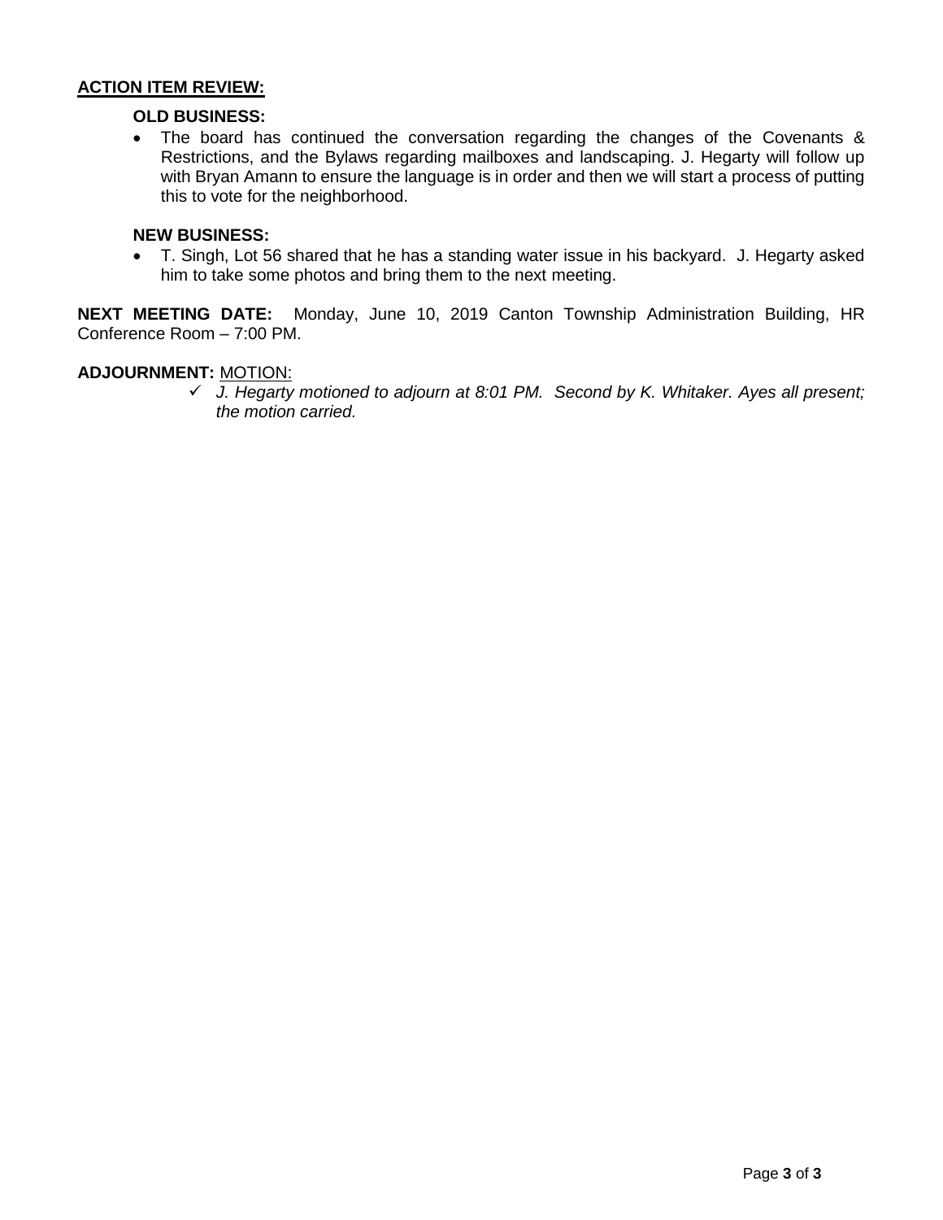## ACTION ITEM REVIEW:

### OLD BUSINESS:

- The board has continued the conversation regarding the changes of the Covenants & Restrictions, and the Bylaws regarding mailboxes and landscaping. J. Hegarty will follow up with Bryan Amann to ensure the language is in order and then we will start a process of putting this to vote for the neighborhood.

### NEW BUSINESS:

- T. Singh, Lot 56 shared that he has a standing water issue in his backyard. J. Hegarty asked him to take some photos and bring them to the next meeting.

**NEXT MEETING DATE:** Monday, June 10, 2019 Canton Township Administration Building, HR Conference Room – 7:00 PM.

**ADJOURNMENT:** MOTION:

- ✓ *J. Hegarty motioned to adjourn at 8:01 PM. Second by K. Whitaker. Ayes all present; the motion carried.*